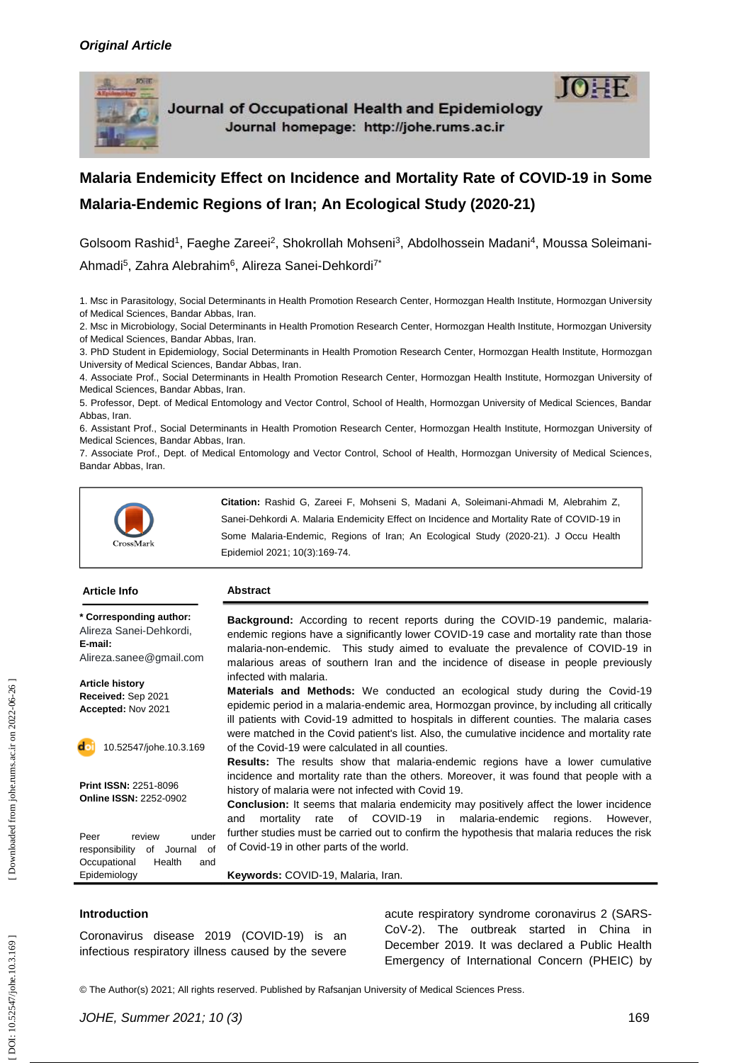*Original Article*

# Malaria Endemicity Effect on Incidence and Mortality Rate of COVID-19 in Some Malaria-Endemic Regions of Iran; An Ecological Study (2020-21)

Golsoom Rashid[1], Faeghe Zareei[2], Shokrollah Mohseni[3], Abdolhossein Madani[4], Moussa Soleimani-Ahmadi[5], Zahra Alebrahim[6], Alireza Sanei-Dehkordi[7*]

1. Msc in Parasitology, Social Determinants in Health Promotion Research Center, Hormozgan Health Institute, Hormozgan University of Medical Sciences, Bandar Abbas, Iran.
2. Msc in Microbiology, Social Determinants in Health Promotion Research Center, Hormozgan Health Institute, Hormozgan University of Medical Sciences, Bandar Abbas, Iran.
3. PhD Student in Epidemiology, Social Determinants in Health Promotion Research Center, Hormozgan Health Institute, Hormozgan University of Medical Sciences, Bandar Abbas, Iran.
4. Associate Prof., Social Determinants in Health Promotion Research Center, Hormozgan Health Institute, Hormozgan University of Medical Sciences, Bandar Abbas, Iran.
5. Professor, Dept. of Medical Entomology and Vector Control, School of Health, Hormozgan University of Medical Sciences, Bandar Abbas, Iran.
6. Assistant Prof., Social Determinants in Health Promotion Research Center, Hormozgan Health Institute, Hormozgan University of Medical Sciences, Bandar Abbas, Iran.
7. Associate Prof., Dept. of Medical Entomology and Vector Control, School of Health, Hormozgan University of Medical Sciences, Bandar Abbas, Iran.

**Citation:** Rashid G, Zareei F, Mohseni S, Madani A, Soleimani-Ahmadi M, Alebrahim Z, Sanei-Dehkordi A. Malaria Endemicity Effect on Incidence and Mortality Rate of COVID-19 in Some Malaria-Endemic, Regions of Iran; An Ecological Study (2020-21). J Occu Health Epidemiol 2021; 10(3):169-74.

**Article Info**

**\* Corresponding author:**
Alireza Sanei-Dehkordi,
**E-mail:**
Alireza.sanee@gmail.com

**Article history**
**Received:** Sep 2021
**Accepted:** Nov 2021

10.52547/johe.10.3.169

**Print ISSN:** 2251-8096
**Online ISSN:** 2252-0902

Peer review under responsibility of Journal of Occupational Health and Epidemiology

**Abstract**

**Background:** According to recent reports during the COVID-19 pandemic, malaria-endemic regions have a significantly lower COVID-19 case and mortality rate than those malaria-non-endemic. This study aimed to evaluate the prevalence of COVID-19 in malarious areas of southern Iran and the incidence of disease in people previously infected with malaria.

**Materials and Methods:** We conducted an ecological study during the Covid-19 epidemic period in a malaria-endemic area, Hormozgan province, by including all critically ill patients with Covid-19 admitted to hospitals in different counties. The malaria cases were matched in the Covid patient's list. Also, the cumulative incidence and mortality rate of the Covid-19 were calculated in all counties.

**Results:** The results show that malaria-endemic regions have a lower cumulative incidence and mortality rate than the others. Moreover, it was found that people with a history of malaria were not infected with Covid 19.

**Conclusion:** It seems that malaria endemicity may positively affect the lower incidence and mortality rate of COVID-19 in malaria-endemic regions. However, further studies must be carried out to confirm the hypothesis that malaria reduces the risk of Covid-19 in other parts of the world.

**Keywords:** COVID-19, Malaria, Iran.

## Introduction

Coronavirus disease 2019 (COVID-19) is an infectious respiratory illness caused by the severe acute respiratory syndrome coronavirus 2 (SARS-CoV-2). The outbreak started in China in December 2019. It was declared a Public Health Emergency of International Concern (PHEIC) by

© The Author(s) 2021; All rights reserved. Published by Rafsanjan University of Medical Sciences Press.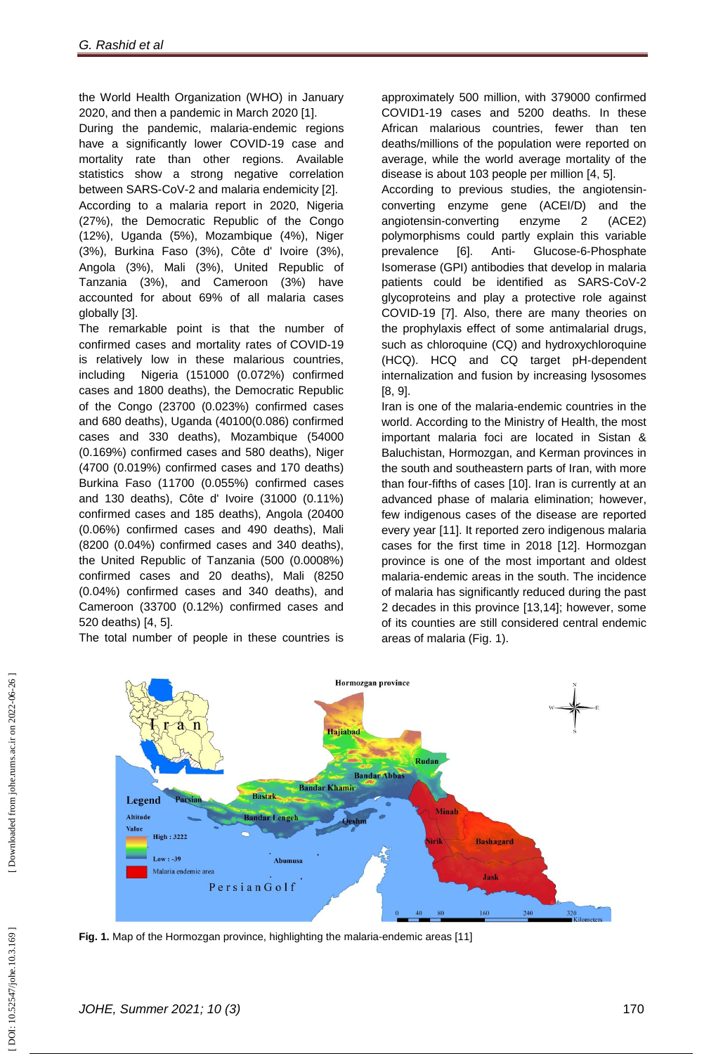the World Health Organization (WHO) in January 2020, and then a pandemic in March 2020 [1].

During the pandemic, malaria-endemic regions have a significantly lower COVID-19 case and mortality rate than other regions. Available statistics show a strong negative correlation between SARS-CoV-2 and malaria endemicity [2].

According to a malaria report in 2020, Nigeria (27%), the Democratic Republic of the Congo (12%), Uganda (5%), Mozambique (4%), Niger (3%), Burkina Faso (3%), Côte d' Ivoire (3%), Angola (3%), Mali (3%), United Republic of Tanzania (3%), and Cameroon (3%) have accounted for about 69% of all malaria cases globally [3].

The remarkable point is that the number of confirmed cases and mortality rates of COVID-19 is relatively low in these malarious countries, including Nigeria (151000 (0.072%) confirmed cases and 1800 deaths), the Democratic Republic of the Congo (23700 (0.023%) confirmed cases and 680 deaths), Uganda (40100(0.086) confirmed cases and 330 deaths), Mozambique (54000 (0.169%) confirmed cases and 580 deaths), Niger (4700 (0.019%) confirmed cases and 170 deaths) Burkina Faso (11700 (0.055%) confirmed cases and 130 deaths), Côte d' Ivoire (31000 (0.11%) confirmed cases and 185 deaths), Angola (20400 (0.06%) confirmed cases and 490 deaths), Mali (8200 (0.04%) confirmed cases and 340 deaths), the United Republic of Tanzania (500 (0.0008%) confirmed cases and 20 deaths), Mali (8250 (0.04%) confirmed cases and 340 deaths), and Cameroon (33700 (0.12%) confirmed cases and 520 deaths) [4, 5].

The total number of people in these countries is approximately 500 million, with 379000 confirmed COVID1-19 cases and 5200 deaths. In these African malarious countries, fewer than ten deaths/millions of the population were reported on average, while the world average mortality of the disease is about 103 people per million [4, 5].

According to previous studies, the angiotensin-converting enzyme gene (ACEI/D) and the angiotensin-converting enzyme 2 (ACE2) polymorphisms could partly explain this variable prevalence [6]. Anti- Glucose-6-Phosphate Isomerase (GPI) antibodies that develop in malaria patients could be identified as SARS-CoV-2 glycoproteins and play a protective role against COVID-19 [7]. Also, there are many theories on the prophylaxis effect of some antimalarial drugs, such as chloroquine (CQ) and hydroxychloroquine (HCQ). HCQ and CQ target pH-dependent internalization and fusion by increasing lysosomes [8, 9].

Iran is one of the malaria-endemic countries in the world. According to the Ministry of Health, the most important malaria foci are located in Sistan & Baluchistan, Hormozgan, and Kerman provinces in the south and southeastern parts of Iran, with more than four-fifths of cases [10]. Iran is currently at an advanced phase of malaria elimination; however, few indigenous cases of the disease are reported every year [11]. It reported zero indigenous malaria cases for the first time in 2018 [12]. Hormozgan province is one of the most important and oldest malaria-endemic areas in the south. The incidence of malaria has significantly reduced during the past 2 decades in this province [13,14]; however, some of its counties are still considered central endemic areas of malaria (Fig. 1).

**Fig. 1.** Map of the Hormozgan province, highlighting the malaria-endemic areas [11]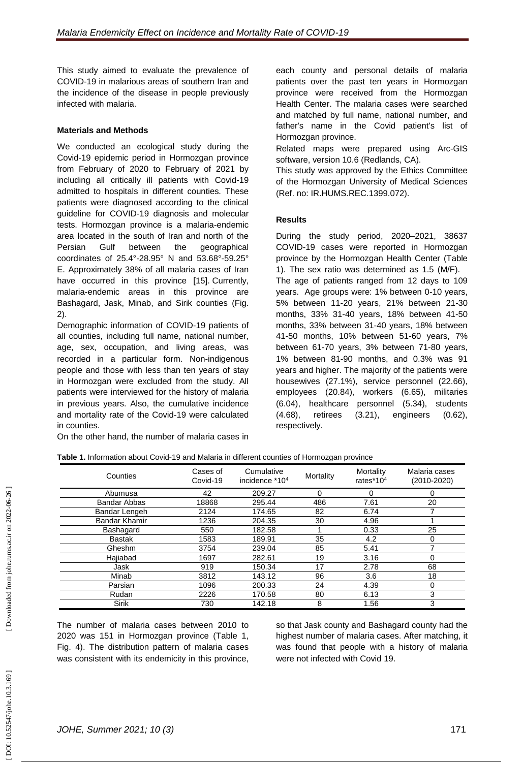This study aimed to evaluate the prevalence of COVID-19 in malarious areas of southern Iran and the incidence of the disease in people previously infected with malaria.

**Materials and Methods**

We conducted an ecological study during the Covid-19 epidemic period in Hormozgan province from February of 2020 to February of 2021 by including all critically ill patients with Covid-19 admitted to hospitals in different counties. These patients were diagnosed according to the clinical guideline for COVID-19 diagnosis and molecular tests. Hormozgan province is a malaria-endemic area located in the south of Iran and north of the Persian Gulf between the geographical coordinates of 25.4°-28.95° N and 53.68°-59.25° E. Approximately 38% of all malaria cases of Iran have occurred in this province [15]. Currently, malaria-endemic areas in this province are Bashagard, Jask, Minab, and Sirik counties (Fig. 2).

Demographic information of COVID-19 patients of all counties, including full name, national number, age, sex, occupation, and living areas, was recorded in a particular form. Non-indigenous people and those with less than ten years of stay in Hormozgan were excluded from the study. All patients were interviewed for the history of malaria in previous years. Also, the cumulative incidence and mortality rate of the Covid-19 were calculated in counties.

On the other hand, the number of malaria cases in each county and personal details of malaria patients over the past ten years in Hormozgan province were received from the Hormozgan Health Center. The malaria cases were searched and matched by full name, national number, and father's name in the Covid patient's list of Hormozgan province.

Related maps were prepared using Arc-GIS software, version 10.6 (Redlands, CA).

This study was approved by the Ethics Committee of the Hormozgan University of Medical Sciences (Ref. no: IR.HUMS.REC.1399.072).

**Results**

During the study period, 2020–2021, 38637 COVID-19 cases were reported in Hormozgan province by the Hormozgan Health Center (Table 1). The sex ratio was determined as 1.5 (M/F).

The age of patients ranged from 12 days to 109 years. Age groups were: 1% between 0-10 years, 5% between 11-20 years, 21% between 21-30 months, 33% 31-40 years, 18% between 41-50 months, 33% between 31-40 years, 18% between 41-50 months, 10% between 51-60 years, 7% between 61-70 years, 3% between 71-80 years, 1% between 81-90 months, and 0.3% was 91 years and higher. The majority of the patients were housewives (27.1%), service personnel (22.66), employees (20.84), workers (6.65), militaries (6.04), healthcare personnel (5.34), students (4.68), retirees (3.21), engineers (0.62), respectively.

**Table 1.** Information about Covid-19 and Malaria in different counties of Hormozgan province

| Counties | Cases of Covid-19 | Cumulative incidence $*10^4$ | Mortality | Mortality rates$*10^4$ | Malaria cases (2010-2020) |
|---|---|---|---|---|---|
| Abumusa | 42 | 209.27 | 0 | 0 | 0 |
| Bandar Abbas | 18868 | 295.44 | 486 | 7.61 | 20 |
| Bandar Lengeh | 2124 | 174.65 | 82 | 6.74 | 7 |
| Bandar Khamir | 1236 | 204.35 | 30 | 4.96 | 1 |
| Bashagard | 550 | 182.58 | 1 | 0.33 | 25 |
| Bastak | 1583 | 189.91 | 35 | 4.2 | 0 |
| Gheshm | 3754 | 239.04 | 85 | 5.41 | 7 |
| Hajiabad | 1697 | 282.61 | 19 | 3.16 | 0 |
| Jask | 919 | 150.34 | 17 | 2.78 | 68 |
| Minab | 3812 | 143.12 | 96 | 3.6 | 18 |
| Parsian | 1096 | 200.33 | 24 | 4.39 | 0 |
| Rudan | 2226 | 170.58 | 80 | 6.13 | 3 |
| Sirik | 730 | 142.18 | 8 | 1.56 | 3 |

The number of malaria cases between 2010 to 2020 was 151 in Hormozgan province (Table 1, Fig. 4). The distribution pattern of malaria cases was consistent with its endemicity in this province, so that Jask county and Bashagard county had the highest number of malaria cases. After matching, it was found that people with a history of malaria were not infected with Covid 19.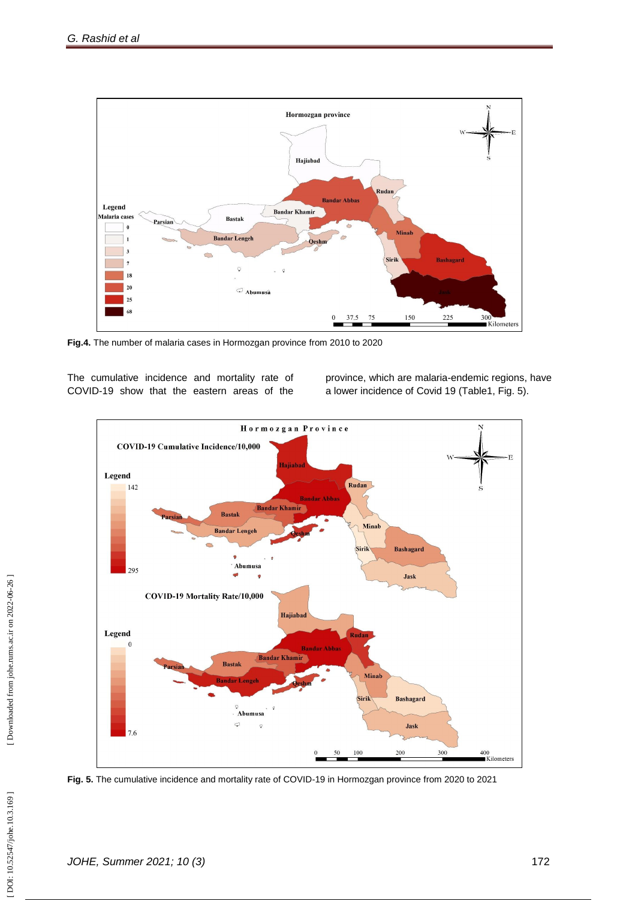**Fig.4.** The number of malaria cases in Hormozgan province from 2010 to 2020

The cumulative incidence and mortality rate of COVID-19 show that the eastern areas of the province, which are malaria-endemic regions, have a lower incidence of Covid 19 (Table1, Fig. 5).

**Fig. 5.** The cumulative incidence and mortality rate of COVID-19 in Hormozgan province from 2020 to 2021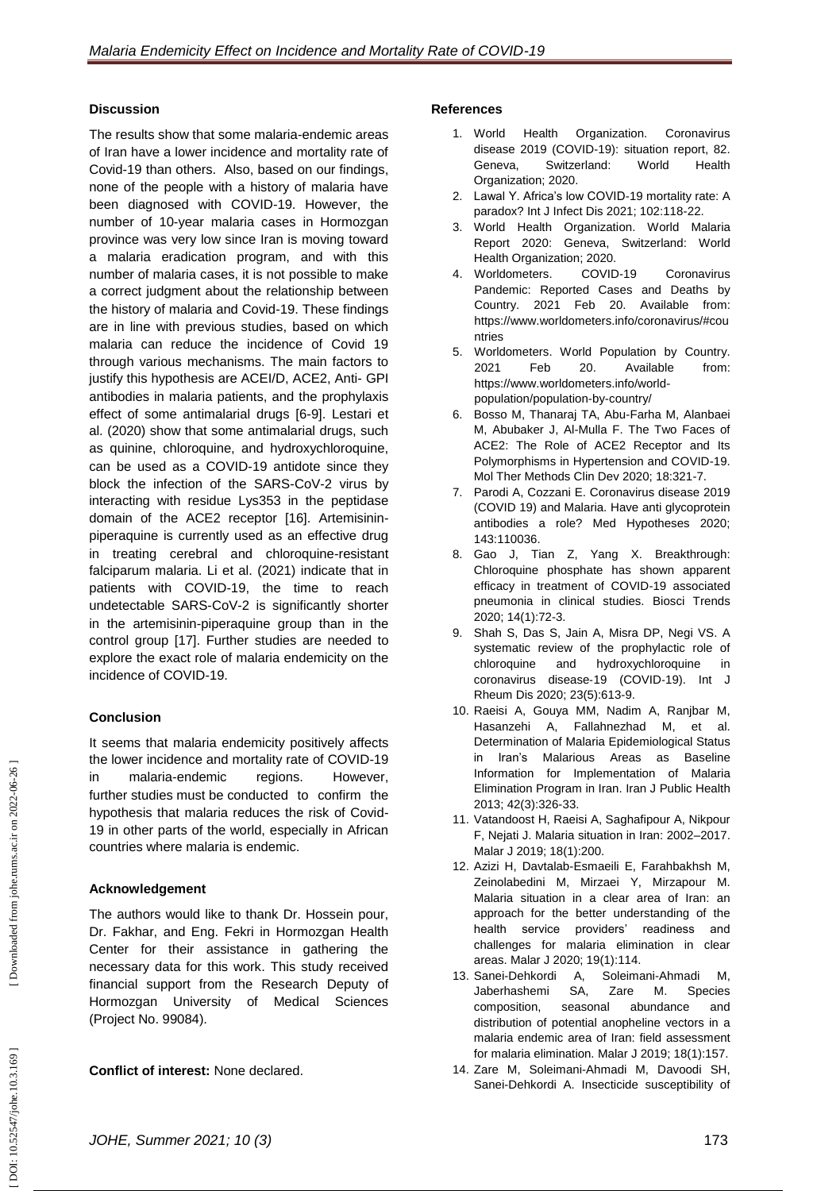## Discussion

The results show that some malaria-endemic areas of Iran have a lower incidence and mortality rate of Covid-19 than others. Also, based on our findings, none of the people with a history of malaria have been diagnosed with COVID-19. However, the number of 10-year malaria cases in Hormozgan province was very low since Iran is moving toward a malaria eradication program, and with this number of malaria cases, it is not possible to make a correct judgment about the relationship between the history of malaria and Covid-19. These findings are in line with previous studies, based on which malaria can reduce the incidence of Covid 19 through various mechanisms. The main factors to justify this hypothesis are ACEI/D, ACE2, Anti- GPI antibodies in malaria patients, and the prophylaxis effect of some antimalarial drugs [6-9]. Lestari et al. (2020) show that some antimalarial drugs, such as quinine, chloroquine, and hydroxychloroquine, can be used as a COVID-19 antidote since they block the infection of the SARS-CoV-2 virus by interacting with residue Lys353 in the peptidase domain of the ACE2 receptor [16]. Artemisinin-piperaquine is currently used as an effective drug in treating cerebral and chloroquine-resistant falciparum malaria. Li et al. (2021) indicate that in patients with COVID-19, the time to reach undetectable SARS-CoV-2 is significantly shorter in the artemisinin-piperaquine group than in the control group [17]. Further studies are needed to explore the exact role of malaria endemicity on the incidence of COVID-19.

## Conclusion

It seems that malaria endemicity positively affects the lower incidence and mortality rate of COVID-19 in malaria-endemic regions. However, further studies must be conducted to confirm the hypothesis that malaria reduces the risk of Covid-19 in other parts of the world, especially in African countries where malaria is endemic.

## Acknowledgement

The authors would like to thank Dr. Hossein pour, Dr. Fakhar, and Eng. Fekri in Hormozgan Health Center for their assistance in gathering the necessary data for this work. This study received financial support from the Research Deputy of Hormozgan University of Medical Sciences (Project No. 99084).

**Conflict of interest:** None declared.

## References

1. World Health Organization. Coronavirus disease 2019 (COVID-19): situation report, 82. Geneva, Switzerland: World Health Organization; 2020.
2. Lawal Y. Africa's low COVID-19 mortality rate: A paradox? Int J Infect Dis 2021; 102:118-22.
3. World Health Organization. World Malaria Report 2020: Geneva, Switzerland: World Health Organization; 2020.
4. Worldometers. COVID-19 Coronavirus Pandemic: Reported Cases and Deaths by Country. 2021 Feb 20. Available from: https://www.worldometers.info/coronavirus/#countries
5. Worldometers. World Population by Country. 2021 Feb 20. Available from: https://www.worldometers.info/world-population/population-by-country/
6. Bosso M, Thanaraj TA, Abu-Farha M, Alanbaei M, Abubaker J, Al-Mulla F. The Two Faces of ACE2: The Role of ACE2 Receptor and Its Polymorphisms in Hypertension and COVID-19. Mol Ther Methods Clin Dev 2020; 18:321-7.
7. Parodi A, Cozzani E. Coronavirus disease 2019 (COVID 19) and Malaria. Have anti glycoprotein antibodies a role? Med Hypotheses 2020; 143:110036.
8. Gao J, Tian Z, Yang X. Breakthrough: Chloroquine phosphate has shown apparent efficacy in treatment of COVID-19 associated pneumonia in clinical studies. Biosci Trends 2020; 14(1):72-3.
9. Shah S, Das S, Jain A, Misra DP, Negi VS. A systematic review of the prophylactic role of chloroquine and hydroxychloroquine in coronavirus disease-19 (COVID-19). Int J Rheum Dis 2020; 23(5):613-9.
10. Raeisi A, Gouya MM, Nadim A, Ranjbar M, Hasanzehi A, Fallahnezhad M, et al. Determination of Malaria Epidemiological Status in Iran's Malarious Areas as Baseline Information for Implementation of Malaria Elimination Program in Iran. Iran J Public Health 2013; 42(3):326-33.
11. Vatandoost H, Raeisi A, Saghafipour A, Nikpour F, Nejati J. Malaria situation in Iran: 2002–2017. Malar J 2019; 18(1):200.
12. Azizi H, Davtalab-Esmaeili E, Farahbakhsh M, Zeinolabedini M, Mirzaei Y, Mirzapour M. Malaria situation in a clear area of Iran: an approach for the better understanding of the health service providers' readiness and challenges for malaria elimination in clear areas. Malar J 2020; 19(1):114.
13. Sanei-Dehkordi A, Soleimani-Ahmadi M, Jaberhashemi SA, Zare M. Species composition, seasonal abundance and distribution of potential anopheline vectors in a malaria endemic area of Iran: field assessment for malaria elimination. Malar J 2019; 18(1):157.
14. Zare M, Soleimani-Ahmadi M, Davoodi SH, Sanei-Dehkordi A. Insecticide susceptibility of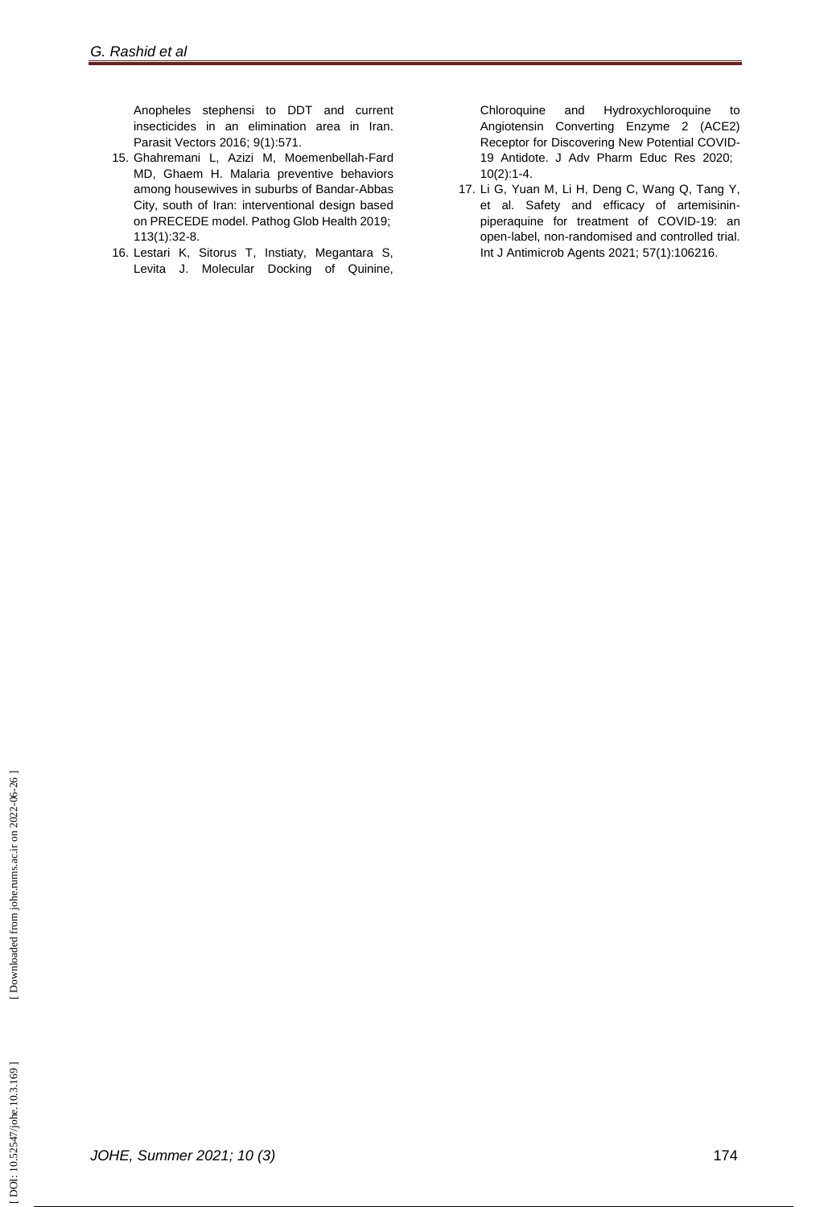Anopheles stephensi to DDT and current insecticides in an elimination area in Iran. Parasit Vectors 2016; 9(1):571.

15. Ghahremani L, Azizi M, Moemenbellah-Fard MD, Ghaem H. Malaria preventive behaviors among housewives in suburbs of Bandar-Abbas City, south of Iran: interventional design based on PRECEDE model. Pathog Glob Health 2019; 113(1):32-8.
16. Lestari K, Sitorus T, Instiaty, Megantara S, Levita J. Molecular Docking of Quinine, Chloroquine and Hydroxychloroquine to Angiotensin Converting Enzyme 2 (ACE2) Receptor for Discovering New Potential COVID-19 Antidote. J Adv Pharm Educ Res 2020; 10(2):1-4.
17. Li G, Yuan M, Li H, Deng C, Wang Q, Tang Y, et al. Safety and efficacy of artemisinin-piperaquine for treatment of COVID-19: an open-label, non-randomised and controlled trial. Int J Antimicrob Agents 2021; 57(1):106216.